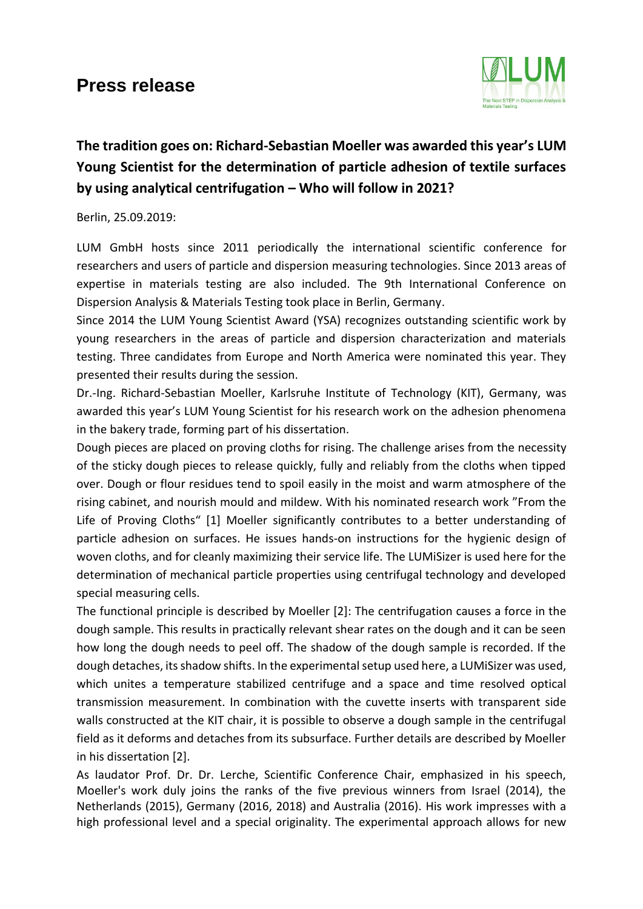# Press release

LUM

The Next STEP in Dispersion Analysis & Materials Testing

## The tradition goes on: Richard-Sebastian Moeller was awarded this year's LUM Young Scientist for the determination of particle adhesion of textile surfaces by using analytical centrifugation – Who will follow in 2021?

Berlin, 25.09.2019:

LUM GmbH hosts since 2011 periodically the international scientific conference for researchers and users of particle and dispersion measuring technologies. Since 2013 areas of expertise in materials testing are also included. The 9th International Conference on Dispersion Analysis & Materials Testing took place in Berlin, Germany.

Since 2014 the LUM Young Scientist Award (YSA) recognizes outstanding scientific work by young researchers in the areas of particle and dispersion characterization and materials testing. Three candidates from Europe and North America were nominated this year. They presented their results during the session.

Dr.-Ing. Richard-Sebastian Moeller, Karlsruhe Institute of Technology (KIT), Germany, was awarded this year's LUM Young Scientist for his research work on the adhesion phenomena in the bakery trade, forming part of his dissertation.

Dough pieces are placed on proving cloths for rising. The challenge arises from the necessity of the sticky dough pieces to release quickly, fully and reliably from the cloths when tipped over. Dough or flour residues tend to spoil easily in the moist and warm atmosphere of the rising cabinet, and nourish mould and mildew. With his nominated research work "From the Life of Proving Cloths" [1] Moeller significantly contributes to a better understanding of particle adhesion on surfaces. He issues hands-on instructions for the hygienic design of woven cloths, and for cleanly maximizing their service life. The LUMiSizer is used here for the determination of mechanical particle properties using centrifugal technology and developed special measuring cells.

The functional principle is described by Moeller [2]: The centrifugation causes a force in the dough sample. This results in practically relevant shear rates on the dough and it can be seen how long the dough needs to peel off. The shadow of the dough sample is recorded. If the dough detaches, its shadow shifts. In the experimental setup used here, a LUMiSizer was used, which unites a temperature stabilized centrifuge and a space and time resolved optical transmission measurement. In combination with the cuvette inserts with transparent side walls constructed at the KIT chair, it is possible to observe a dough sample in the centrifugal field as it deforms and detaches from its subsurface. Further details are described by Moeller in his dissertation [2].

As laudator Prof. Dr. Dr. Lerche, Scientific Conference Chair, emphasized in his speech, Moeller's work duly joins the ranks of the five previous winners from Israel (2014), the Netherlands (2015), Germany (2016, 2018) and Australia (2016). His work impresses with a high professional level and a special originality. The experimental approach allows for new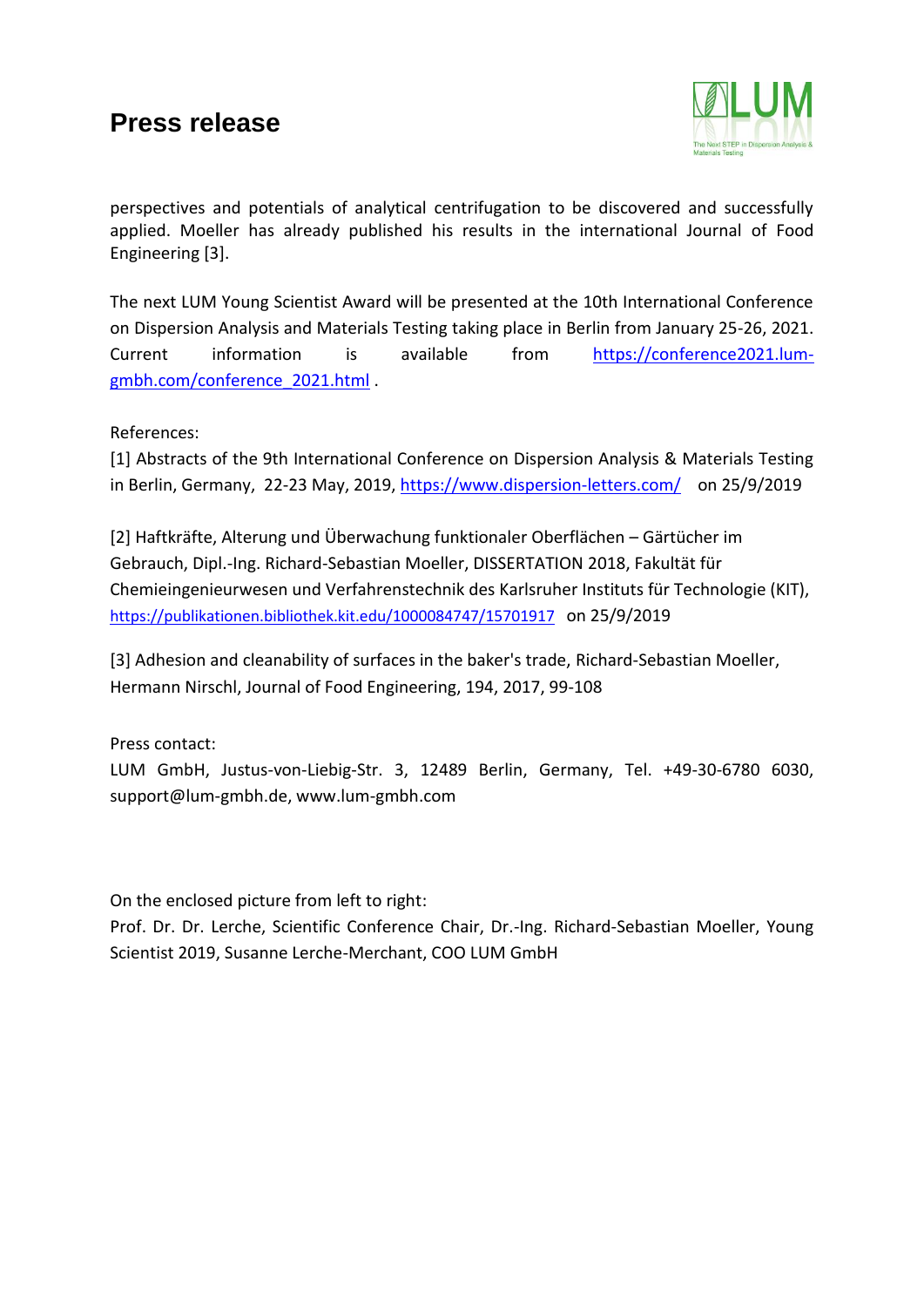perspectives and potentials of analytical centrifugation to be discovered and successfully applied. Moeller has already published his results in the international Journal of Food Engineering [3].

The next LUM Young Scientist Award will be presented at the 10th International Conference on Dispersion Analysis and Materials Testing taking place in Berlin from January 25-26, 2021. Current information is available from https://conference2021.lum-gmbh.com/conference_2021.html .

References:

[1] Abstracts of the 9th International Conference on Dispersion Analysis & Materials Testing in Berlin, Germany, 22-23 May, 2019, https://www.dispersion-letters.com/ on 25/9/2019

[2] Haftkräfte, Alterung und Überwachung funktionaler Oberflächen – Gärtücher im Gebrauch, Dipl.-Ing. Richard-Sebastian Moeller, DISSERTATION 2018, Fakultät für Chemieingenieurwesen und Verfahrenstechnik des Karlsruher Instituts für Technologie (KIT), https://publikationen.bibliothek.kit.edu/1000084747/15701917 on 25/9/2019

[3] Adhesion and cleanability of surfaces in the baker's trade, Richard-Sebastian Moeller, Hermann Nirschl, Journal of Food Engineering, 194, 2017, 99-108

Press contact:

LUM GmbH, Justus-von-Liebig-Str. 3, 12489 Berlin, Germany, Tel. +49-30-6780 6030, support@lum-gmbh.de, www.lum-gmbh.com

On the enclosed picture from left to right:

Prof. Dr. Dr. Lerche, Scientific Conference Chair, Dr.-Ing. Richard-Sebastian Moeller, Young Scientist 2019, Susanne Lerche-Merchant, COO LUM GmbH